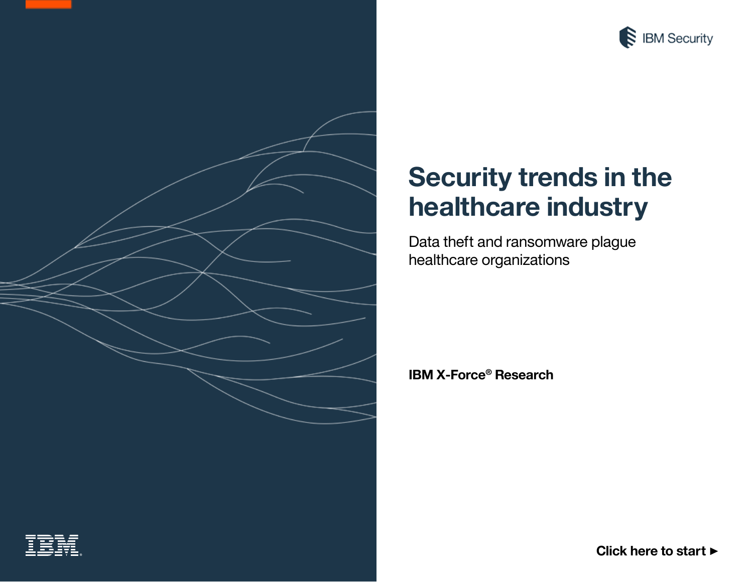IBM Security

# Security trends in the healthcare industry

Data theft and ransomware plague healthcare organizations

**IBM X-Force® Research**

**Click here to start ►**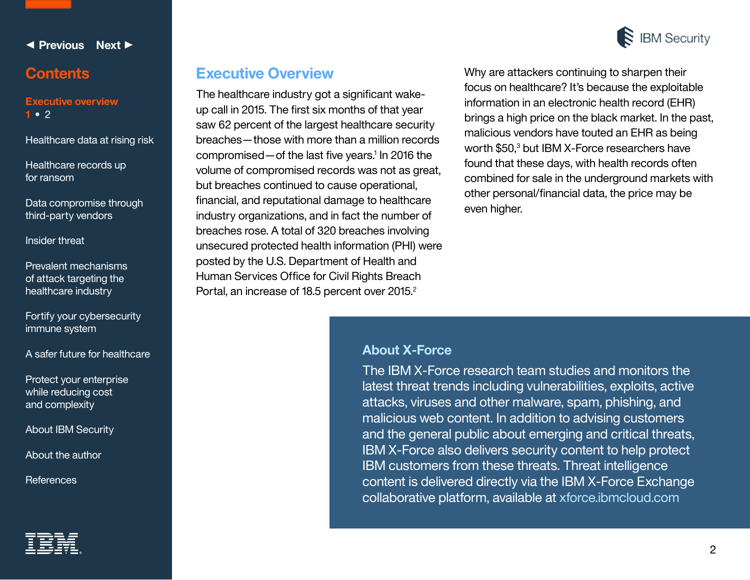## Executive Overview

The healthcare industry got a significant wake-up call in 2015. The first six months of that year saw 62 percent of the largest healthcare security breaches—those with more than a million records compromised—of the last five years.[1] In 2016 the volume of compromised records was not as great, but breaches continued to cause operational, financial, and reputational damage to healthcare industry organizations, and in fact the number of breaches rose. A total of 320 breaches involving unsecured protected health information (PHI) were posted by the U.S. Department of Health and Human Services Office for Civil Rights Breach Portal, an increase of 18.5 percent over 2015.[2]

Why are attackers continuing to sharpen their focus on healthcare? It's because the exploitable information in an electronic health record (EHR) brings a high price on the black market. In the past, malicious vendors have touted an EHR as being worth $50,[3] but IBM X-Force researchers have found that these days, with health records often combined for sale in the underground markets with other personal/financial data, the price may be even higher.

### About X-Force

The IBM X-Force research team studies and monitors the latest threat trends including vulnerabilities, exploits, active attacks, viruses and other malware, spam, phishing, and malicious web content. In addition to advising customers and the general public about emerging and critical threats, IBM X-Force also delivers security content to help protect IBM customers from these threats. Threat intelligence content is delivered directly via the IBM X-Force Exchange collaborative platform, available at xforce.ibmcloud.com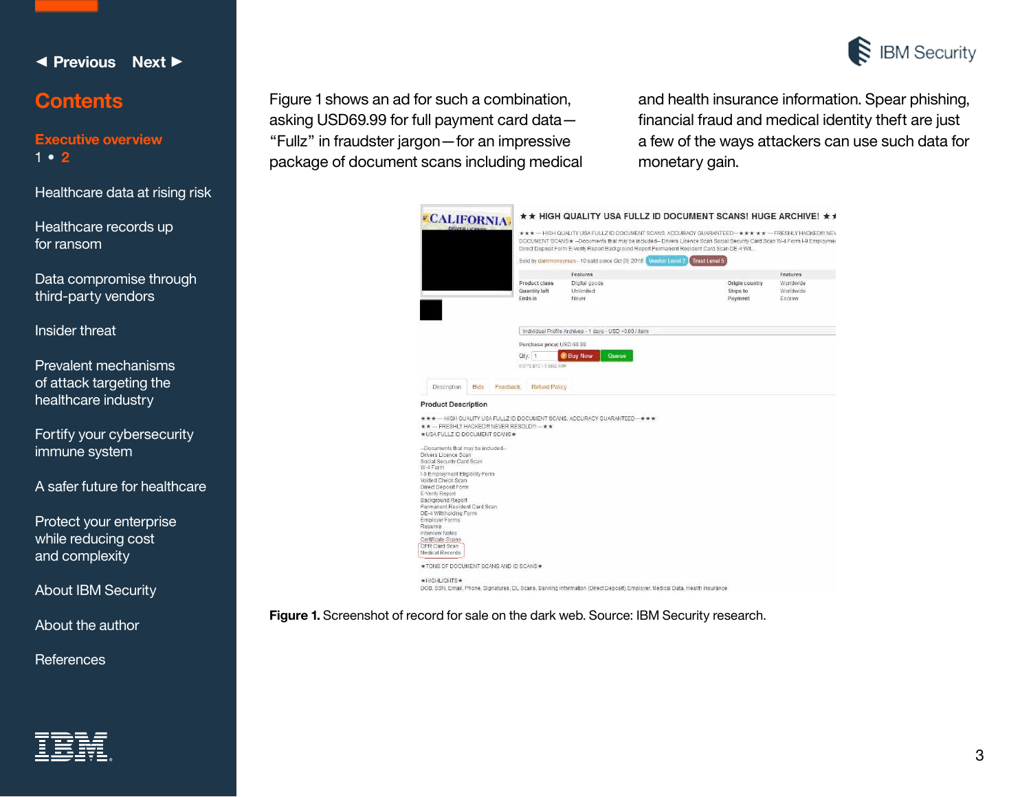Figure 1 shows an ad for such a combination, asking USD69.99 for full payment card data—“Fullz” in fraudster jargon—for an impressive package of document scans including medical and health insurance information. Spear phishing, financial fraud and medical identity theft are just a few of the ways attackers can use such data for monetary gain.

**Figure 1.** Screenshot of record for sale on the dark web. Source: IBM Security research.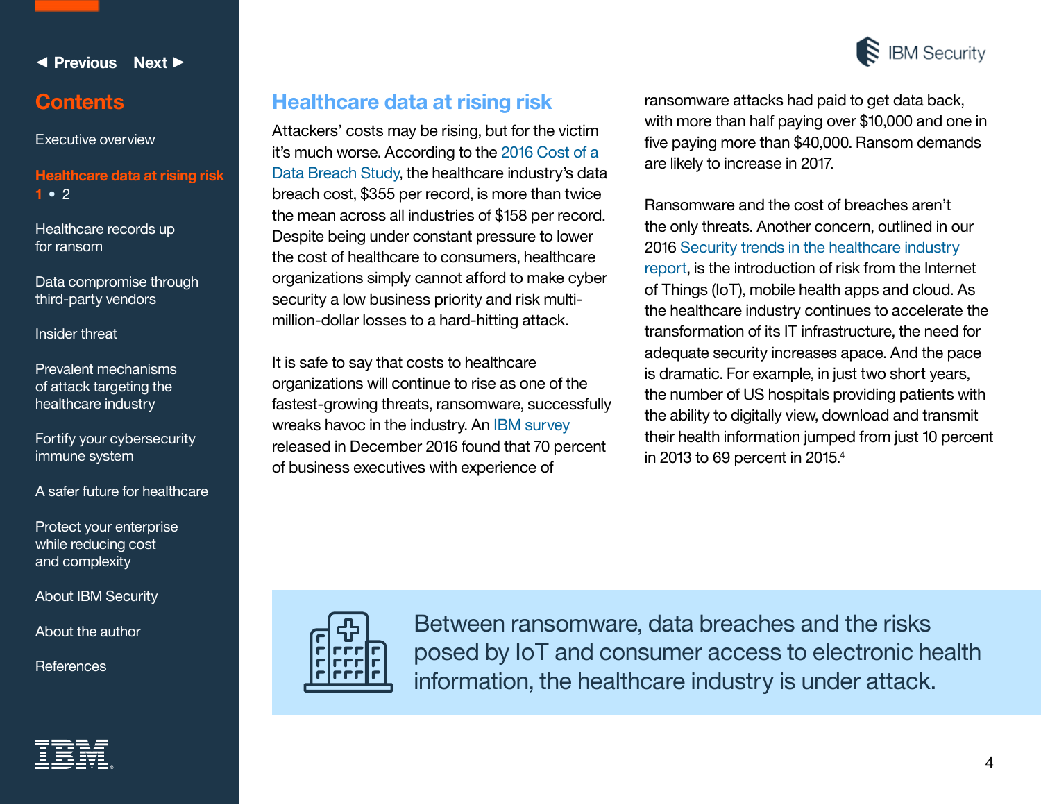## Healthcare data at rising risk

Attackers' costs may be rising, but for the victim it's much worse. According to the 2016 Cost of a Data Breach Study, the healthcare industry's data breach cost, $355 per record, is more than twice the mean across all industries of $158 per record. Despite being under constant pressure to lower the cost of healthcare to consumers, healthcare organizations simply cannot afford to make cyber security a low business priority and risk multi-million-dollar losses to a hard-hitting attack.

It is safe to say that costs to healthcare organizations will continue to rise as one of the fastest-growing threats, ransomware, successfully wreaks havoc in the industry. An IBM survey released in December 2016 found that 70 percent of business executives with experience of ransomware attacks had paid to get data back, with more than half paying over $10,000 and one in five paying more than $40,000. Ransom demands are likely to increase in 2017.

Ransomware and the cost of breaches aren't the only threats. Another concern, outlined in our 2016 Security trends in the healthcare industry report, is the introduction of risk from the Internet of Things (IoT), mobile health apps and cloud. As the healthcare industry continues to accelerate the transformation of its IT infrastructure, the need for adequate security increases apace. And the pace is dramatic. For example, in just two short years, the number of US hospitals providing patients with the ability to digitally view, download and transmit their health information jumped from just 10 percent in 2013 to 69 percent in 2015.[4]

Between ransomware, data breaches and the risks posed by IoT and consumer access to electronic health information, the healthcare industry is under attack.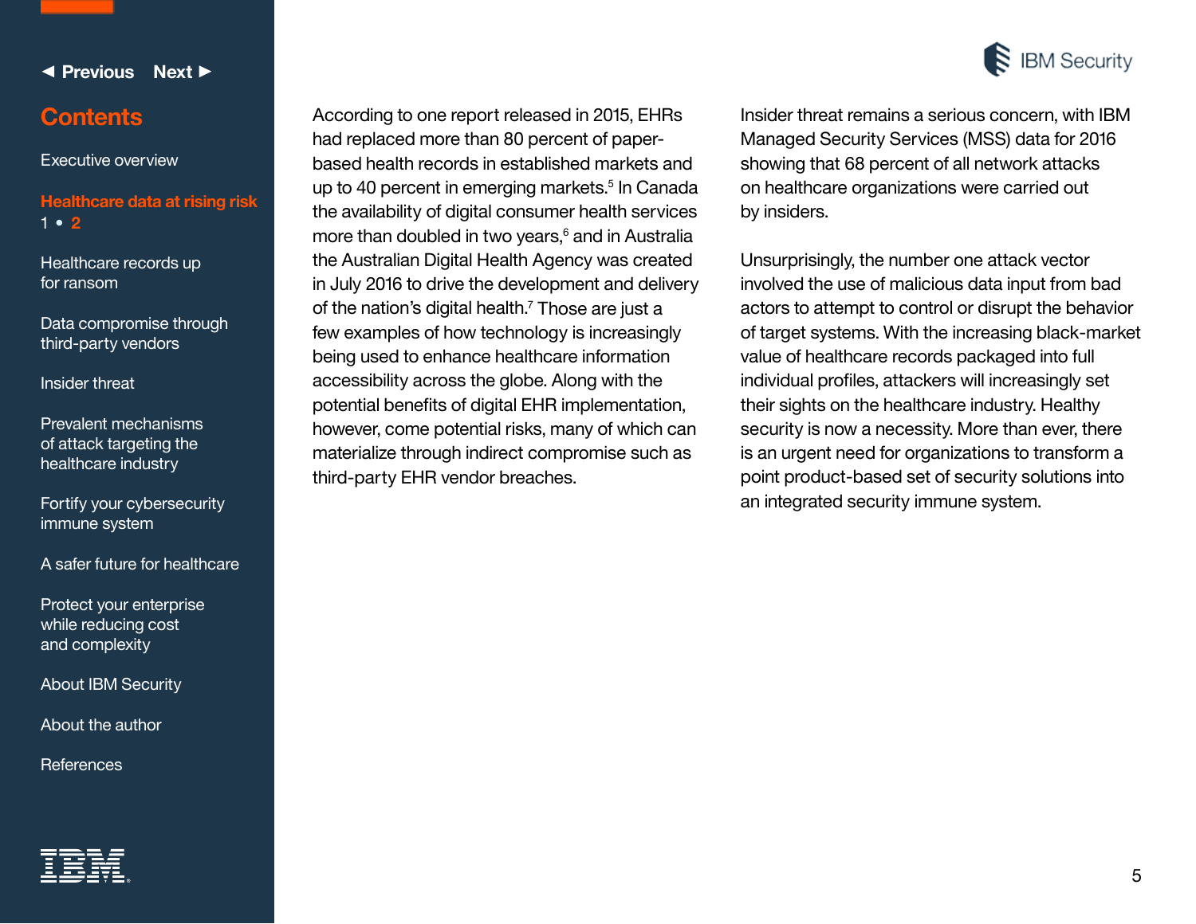According to one report released in 2015, EHRs had replaced more than 80 percent of paper-based health records in established markets and up to 40 percent in emerging markets.[5] In Canada the availability of digital consumer health services more than doubled in two years,[6] and in Australia the Australian Digital Health Agency was created in July 2016 to drive the development and delivery of the nation's digital health.[7] Those are just a few examples of how technology is increasingly being used to enhance healthcare information accessibility across the globe. Along with the potential benefits of digital EHR implementation, however, come potential risks, many of which can materialize through indirect compromise such as third-party EHR vendor breaches.

Insider threat remains a serious concern, with IBM Managed Security Services (MSS) data for 2016 showing that 68 percent of all network attacks on healthcare organizations were carried out by insiders.

Unsurprisingly, the number one attack vector involved the use of malicious data input from bad actors to attempt to control or disrupt the behavior of target systems. With the increasing black-market value of healthcare records packaged into full individual profiles, attackers will increasingly set their sights on the healthcare industry. Healthy security is now a necessity. More than ever, there is an urgent need for organizations to transform a point product-based set of security solutions into an integrated security immune system.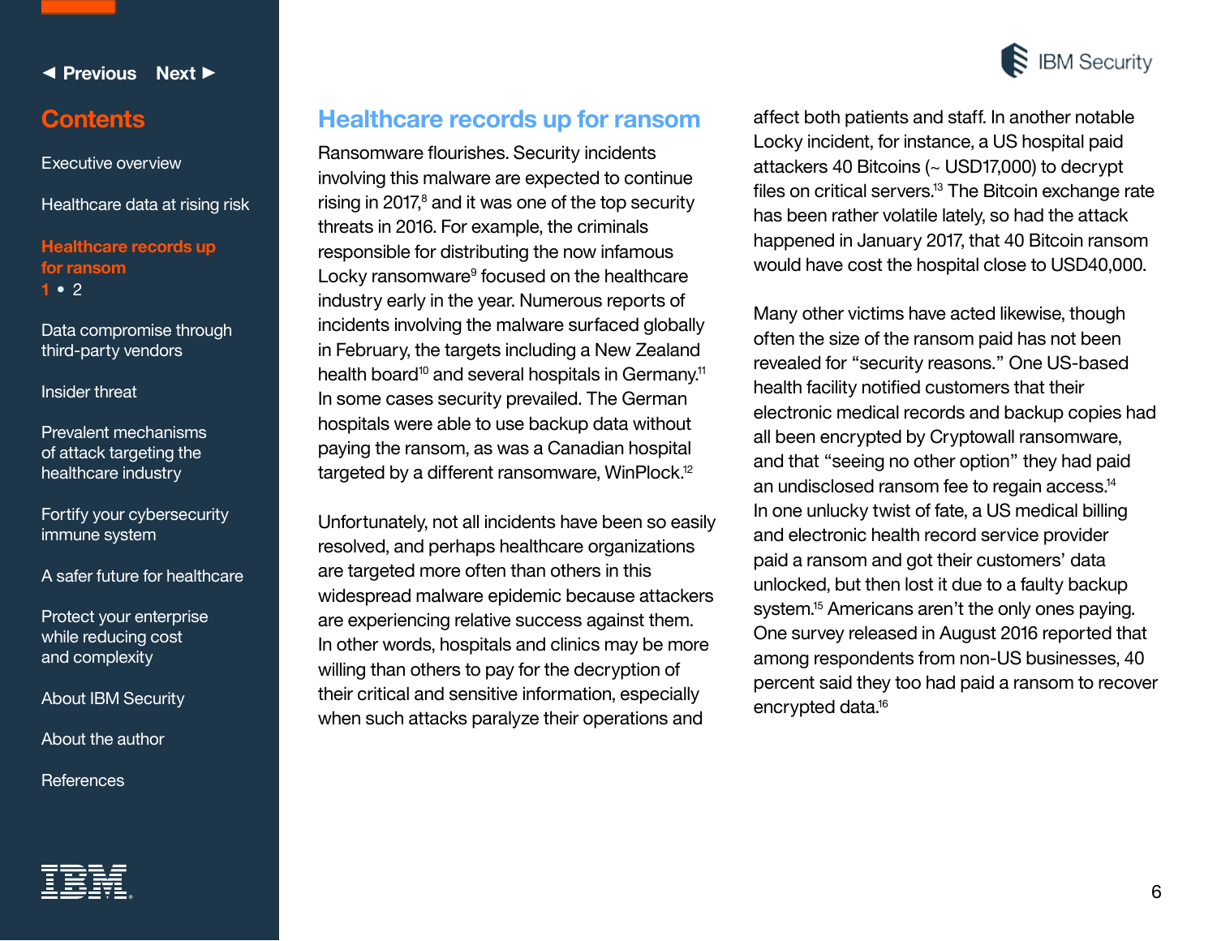## Healthcare records up for ransom

Ransomware flourishes. Security incidents involving this malware are expected to continue rising in 2017,[8] and it was one of the top security threats in 2016. For example, the criminals responsible for distributing the now infamous Locky ransomware[9] focused on the healthcare industry early in the year. Numerous reports of incidents involving the malware surfaced globally in February, the targets including a New Zealand health board[10] and several hospitals in Germany.[11] In some cases security prevailed. The German hospitals were able to use backup data without paying the ransom, as was a Canadian hospital targeted by a different ransomware, WinPlock.[12]

Unfortunately, not all incidents have been so easily resolved, and perhaps healthcare organizations are targeted more often than others in this widespread malware epidemic because attackers are experiencing relative success against them. In other words, hospitals and clinics may be more willing than others to pay for the decryption of their critical and sensitive information, especially when such attacks paralyze their operations and affect both patients and staff. In another notable Locky incident, for instance, a US hospital paid attackers 40 Bitcoins (~ USD17,000) to decrypt files on critical servers.[13] The Bitcoin exchange rate has been rather volatile lately, so had the attack happened in January 2017, that 40 Bitcoin ransom would have cost the hospital close to USD40,000.

Many other victims have acted likewise, though often the size of the ransom paid has not been revealed for "security reasons." One US-based health facility notified customers that their electronic medical records and backup copies had all been encrypted by Cryptowall ransomware, and that "seeing no other option" they had paid an undisclosed ransom fee to regain access.[14] In one unlucky twist of fate, a US medical billing and electronic health record service provider paid a ransom and got their customers' data unlocked, but then lost it due to a faulty backup system.[15] Americans aren't the only ones paying. One survey released in August 2016 reported that among respondents from non-US businesses, 40 percent said they too had paid a ransom to recover encrypted data.[16]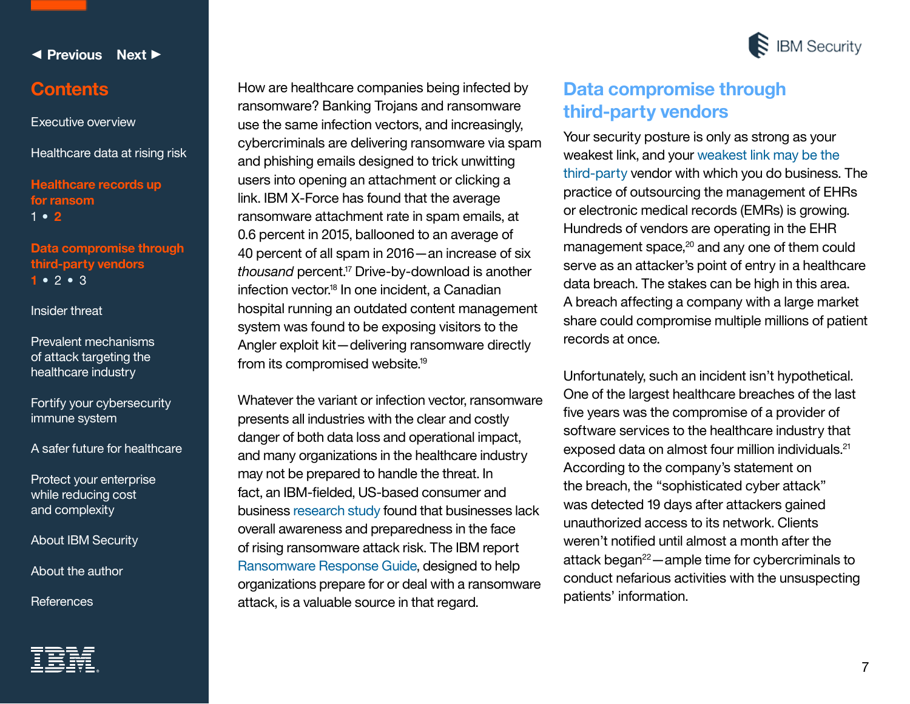How are healthcare companies being infected by ransomware? Banking Trojans and ransomware use the same infection vectors, and increasingly, cybercriminals are delivering ransomware via spam and phishing emails designed to trick unwitting users into opening an attachment or clicking a link. IBM X-Force has found that the average ransomware attachment rate in spam emails, at 0.6 percent in 2015, ballooned to an average of 40 percent of all spam in 2016—an increase of six *thousand* percent.[17] Drive-by-download is another infection vector.[18] In one incident, a Canadian hospital running an outdated content management system was found to be exposing visitors to the Angler exploit kit—delivering ransomware directly from its compromised website.[19]

Whatever the variant or infection vector, ransomware presents all industries with the clear and costly danger of both data loss and operational impact, and many organizations in the healthcare industry may not be prepared to handle the threat. In fact, an IBM-fielded, US-based consumer and business research study found that businesses lack overall awareness and preparedness in the face of rising ransomware attack risk. The IBM report Ransomware Response Guide, designed to help organizations prepare for or deal with a ransomware attack, is a valuable source in that regard.

## Data compromise through third-party vendors

Your security posture is only as strong as your weakest link, and your weakest link may be the third-party vendor with which you do business. The practice of outsourcing the management of EHRs or electronic medical records (EMRs) is growing. Hundreds of vendors are operating in the EHR management space,[20] and any one of them could serve as an attacker's point of entry in a healthcare data breach. The stakes can be high in this area. A breach affecting a company with a large market share could compromise multiple millions of patient records at once.

Unfortunately, such an incident isn't hypothetical. One of the largest healthcare breaches of the last five years was the compromise of a provider of software services to the healthcare industry that exposed data on almost four million individuals.[21] According to the company's statement on the breach, the "sophisticated cyber attack" was detected 19 days after attackers gained unauthorized access to its network. Clients weren't notified until almost a month after the attack began[22]—ample time for cybercriminals to conduct nefarious activities with the unsuspecting patients' information.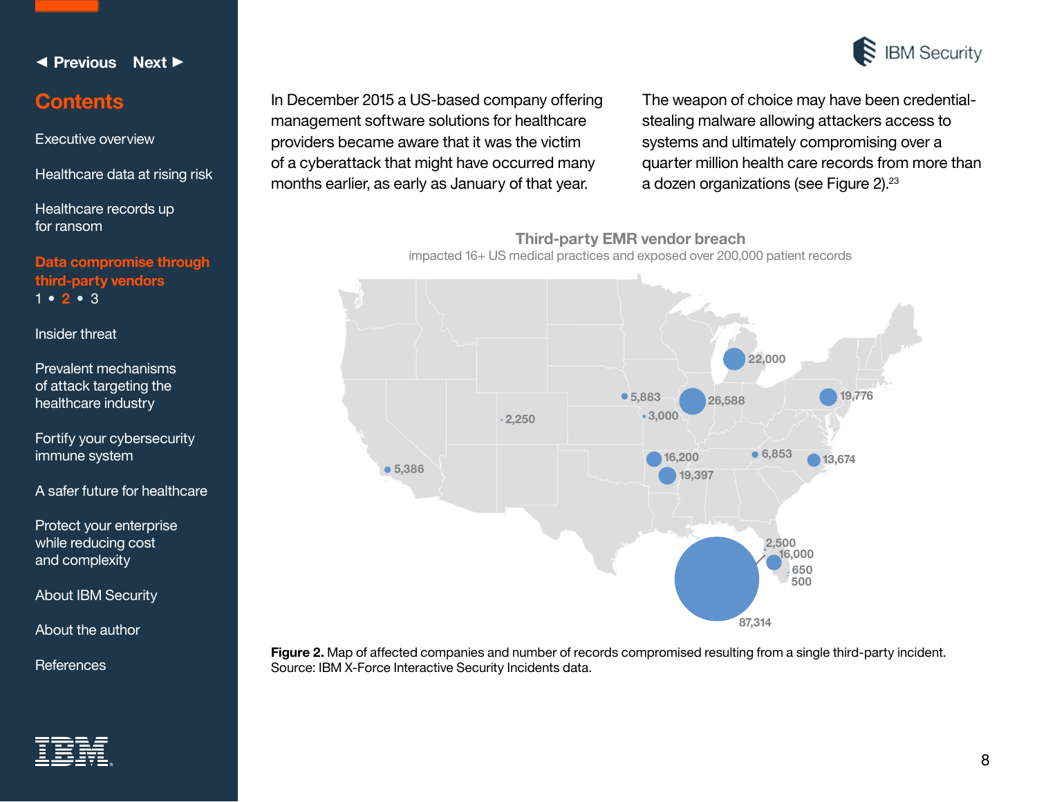In December 2015 a US-based company offering management software solutions for healthcare providers became aware that it was the victim of a cyberattack that might have occurred many months earlier, as early as January of that year.

The weapon of choice may have been credential-stealing malware allowing attackers access to systems and ultimately compromising over a quarter million health care records from more than a dozen organizations (see Figure 2).[23]

**Third-party EMR vendor breach**

impacted 16+ US medical practices and exposed over 200,000 patient records

22,000 · 5,883 · 26,588 · 19,776 · 3,000 · 2,250 · 5,386 · 16,200 · 6,853 · 13,674 · 19,397 · 2,500 · 16,000 · 650 · 500 · 87,314

**Figure 2.** Map of affected companies and number of records compromised resulting from a single third-party incident. Source: IBM X-Force Interactive Security Incidents data.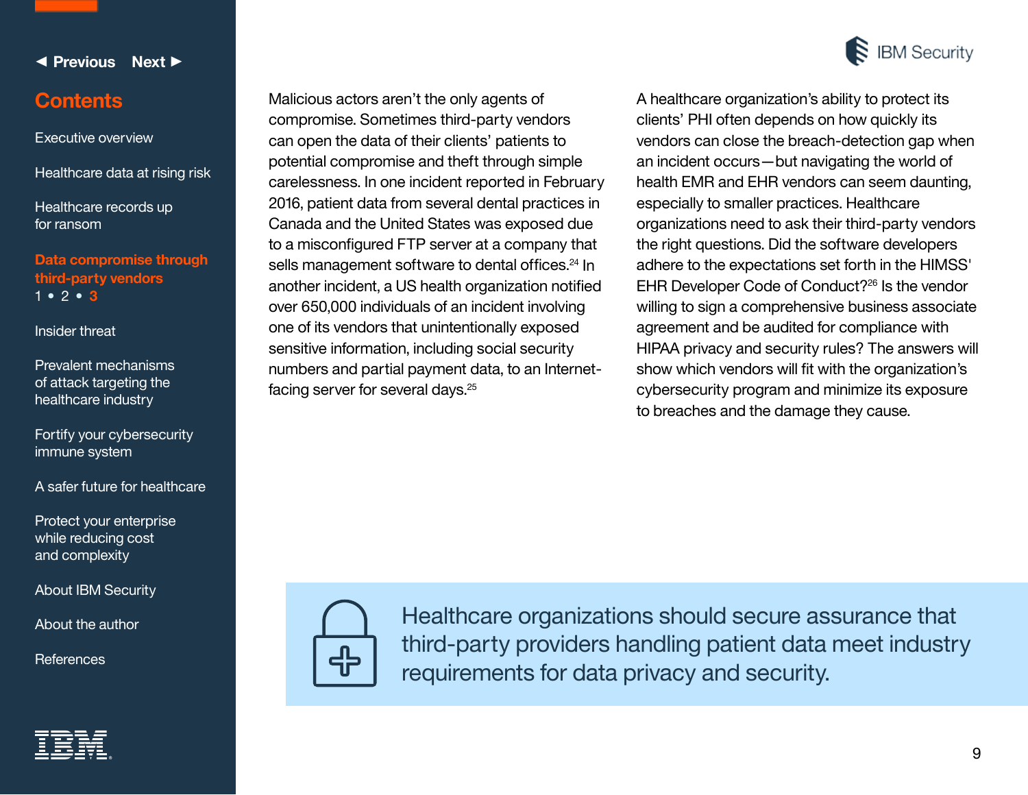Malicious actors aren't the only agents of compromise. Sometimes third-party vendors can open the data of their clients' patients to potential compromise and theft through simple carelessness. In one incident reported in February 2016, patient data from several dental practices in Canada and the United States was exposed due to a misconfigured FTP server at a company that sells management software to dental offices.[24] In another incident, a US health organization notified over 650,000 individuals of an incident involving one of its vendors that unintentionally exposed sensitive information, including social security numbers and partial payment data, to an Internet-facing server for several days.[25]

A healthcare organization's ability to protect its clients' PHI often depends on how quickly its vendors can close the breach-detection gap when an incident occurs—but navigating the world of health EMR and EHR vendors can seem daunting, especially to smaller practices. Healthcare organizations need to ask their third-party vendors the right questions. Did the software developers adhere to the expectations set forth in the HIMSS' EHR Developer Code of Conduct?[26] Is the vendor willing to sign a comprehensive business associate agreement and be audited for compliance with HIPAA privacy and security rules? The answers will show which vendors will fit with the organization's cybersecurity program and minimize its exposure to breaches and the damage they cause.

> Healthcare organizations should secure assurance that third-party providers handling patient data meet industry requirements for data privacy and security.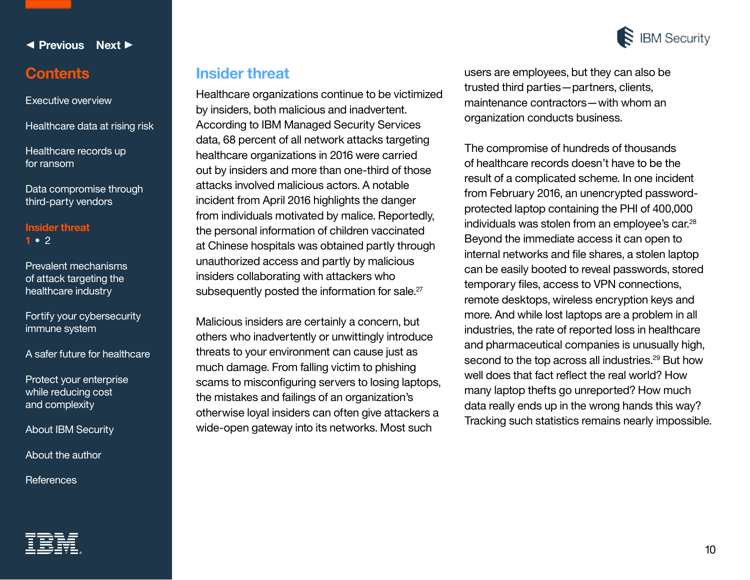## Insider threat

Healthcare organizations continue to be victimized by insiders, both malicious and inadvertent. According to IBM Managed Security Services data, 68 percent of all network attacks targeting healthcare organizations in 2016 were carried out by insiders and more than one-third of those attacks involved malicious actors. A notable incident from April 2016 highlights the danger from individuals motivated by malice. Reportedly, the personal information of children vaccinated at Chinese hospitals was obtained partly through unauthorized access and partly by malicious insiders collaborating with attackers who subsequently posted the information for sale.[27]

Malicious insiders are certainly a concern, but others who inadvertently or unwittingly introduce threats to your environment can cause just as much damage. From falling victim to phishing scams to misconfiguring servers to losing laptops, the mistakes and failings of an organization's otherwise loyal insiders can often give attackers a wide-open gateway into its networks. Most such users are employees, but they can also be trusted third parties—partners, clients, maintenance contractors—with whom an organization conducts business.

The compromise of hundreds of thousands of healthcare records doesn't have to be the result of a complicated scheme. In one incident from February 2016, an unencrypted password-protected laptop containing the PHI of 400,000 individuals was stolen from an employee's car.[28] Beyond the immediate access it can open to internal networks and file shares, a stolen laptop can be easily booted to reveal passwords, stored temporary files, access to VPN connections, remote desktops, wireless encryption keys and more. And while lost laptops are a problem in all industries, the rate of reported loss in healthcare and pharmaceutical companies is unusually high, second to the top across all industries.[29] But how well does that fact reflect the real world? How many laptop thefts go unreported? How much data really ends up in the wrong hands this way? Tracking such statistics remains nearly impossible.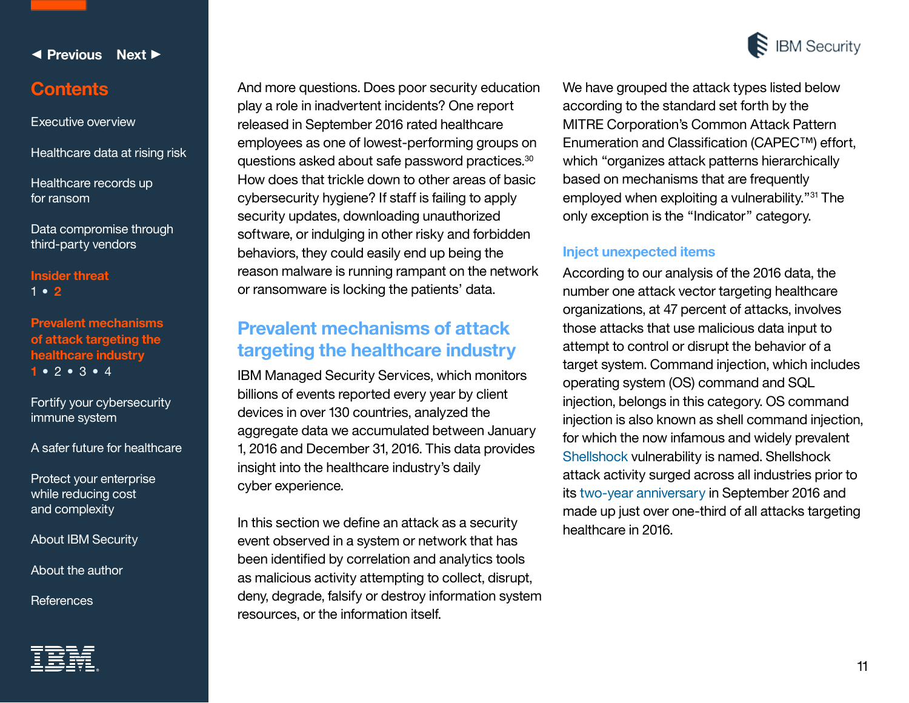And more questions. Does poor security education play a role in inadvertent incidents? One report released in September 2016 rated healthcare employees as one of lowest-performing groups on questions asked about safe password practices.[30] How does that trickle down to other areas of basic cybersecurity hygiene? If staff is failing to apply security updates, downloading unauthorized software, or indulging in other risky and forbidden behaviors, they could easily end up being the reason malware is running rampant on the network or ransomware is locking the patients' data.

## Prevalent mechanisms of attack targeting the healthcare industry

IBM Managed Security Services, which monitors billions of events reported every year by client devices in over 130 countries, analyzed the aggregate data we accumulated between January 1, 2016 and December 31, 2016. This data provides insight into the healthcare industry's daily cyber experience.

In this section we define an attack as a security event observed in a system or network that has been identified by correlation and analytics tools as malicious activity attempting to collect, disrupt, deny, degrade, falsify or destroy information system resources, or the information itself.

We have grouped the attack types listed below according to the standard set forth by the MITRE Corporation's Common Attack Pattern Enumeration and Classification (CAPEC™) effort, which "organizes attack patterns hierarchically based on mechanisms that are frequently employed when exploiting a vulnerability."[31] The only exception is the "Indicator" category.

### Inject unexpected items

According to our analysis of the 2016 data, the number one attack vector targeting healthcare organizations, at 47 percent of attacks, involves those attacks that use malicious data input to attempt to control or disrupt the behavior of a target system. Command injection, which includes operating system (OS) command and SQL injection, belongs in this category. OS command injection is also known as shell command injection, for which the now infamous and widely prevalent Shellshock vulnerability is named. Shellshock attack activity surged across all industries prior to its two-year anniversary in September 2016 and made up just over one-third of all attacks targeting healthcare in 2016.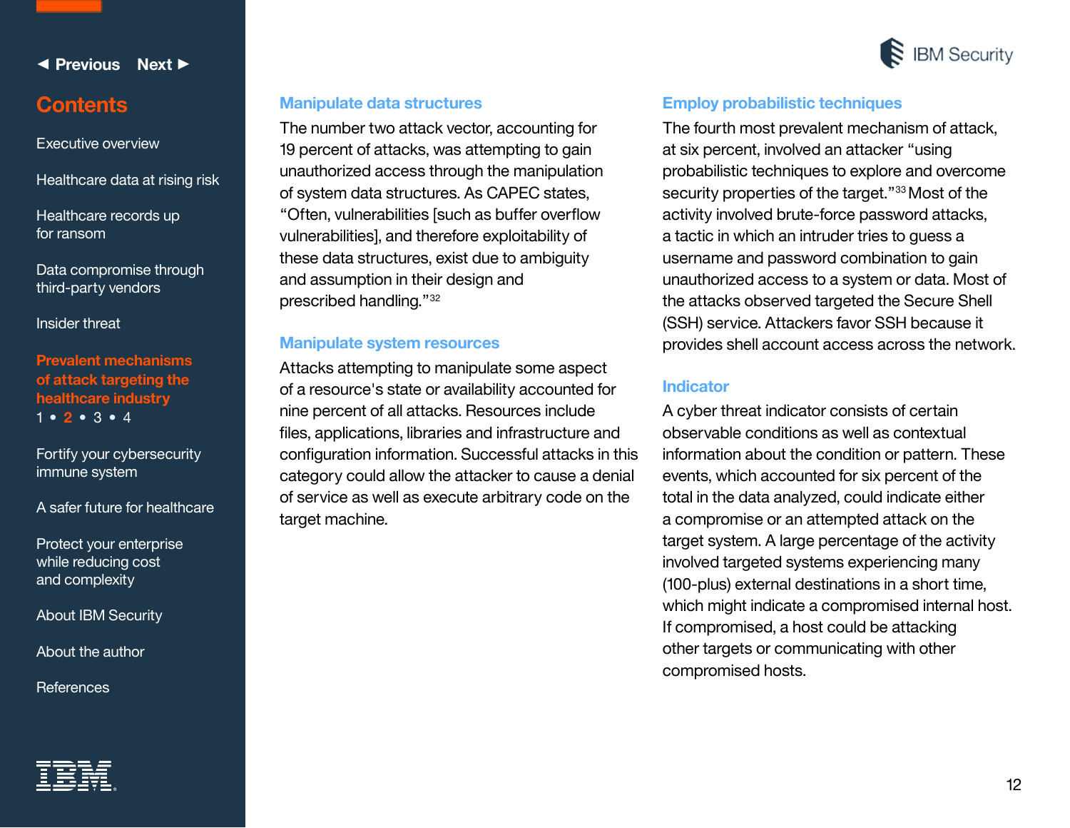## Manipulate data structures

The number two attack vector, accounting for 19 percent of attacks, was attempting to gain unauthorized access through the manipulation of system data structures. As CAPEC states, "Often, vulnerabilities [such as buffer overflow vulnerabilities], and therefore exploitability of these data structures, exist due to ambiguity and assumption in their design and prescribed handling."[32]

## Manipulate system resources

Attacks attempting to manipulate some aspect of a resource's state or availability accounted for nine percent of all attacks. Resources include files, applications, libraries and infrastructure and configuration information. Successful attacks in this category could allow the attacker to cause a denial of service as well as execute arbitrary code on the target machine.

## Employ probabilistic techniques

The fourth most prevalent mechanism of attack, at six percent, involved an attacker "using probabilistic techniques to explore and overcome security properties of the target."[33] Most of the activity involved brute-force password attacks, a tactic in which an intruder tries to guess a username and password combination to gain unauthorized access to a system or data. Most of the attacks observed targeted the Secure Shell (SSH) service. Attackers favor SSH because it provides shell account access across the network.

## Indicator

A cyber threat indicator consists of certain observable conditions as well as contextual information about the condition or pattern. These events, which accounted for six percent of the total in the data analyzed, could indicate either a compromise or an attempted attack on the target system. A large percentage of the activity involved targeted systems experiencing many (100-plus) external destinations in a short time, which might indicate a compromised internal host. If compromised, a host could be attacking other targets or communicating with other compromised hosts.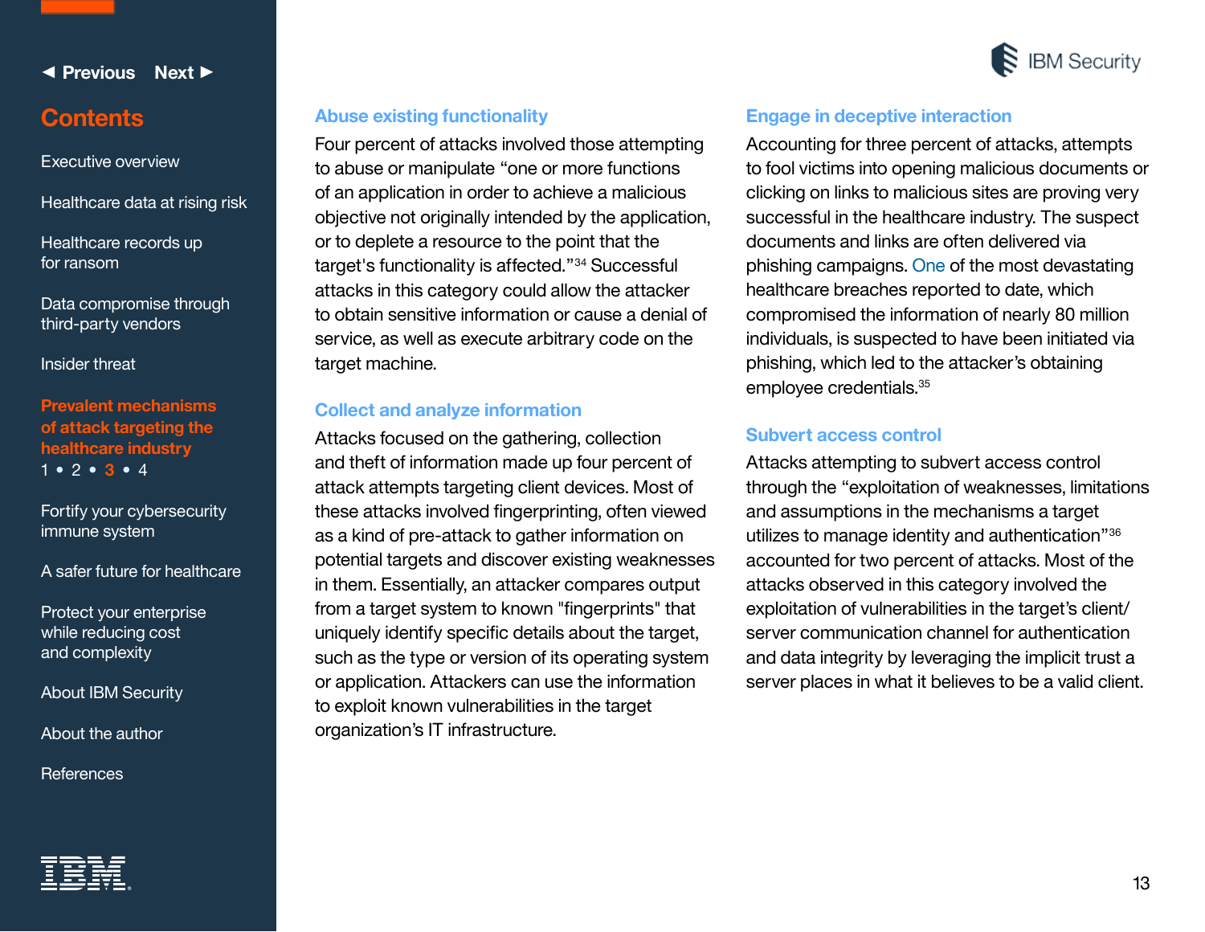### Abuse existing functionality

Four percent of attacks involved those attempting to abuse or manipulate "one or more functions of an application in order to achieve a malicious objective not originally intended by the application, or to deplete a resource to the point that the target's functionality is affected."[34] Successful attacks in this category could allow the attacker to obtain sensitive information or cause a denial of service, as well as execute arbitrary code on the target machine.

### Collect and analyze information

Attacks focused on the gathering, collection and theft of information made up four percent of attack attempts targeting client devices. Most of these attacks involved fingerprinting, often viewed as a kind of pre-attack to gather information on potential targets and discover existing weaknesses in them. Essentially, an attacker compares output from a target system to known "fingerprints" that uniquely identify specific details about the target, such as the type or version of its operating system or application. Attackers can use the information to exploit known vulnerabilities in the target organization's IT infrastructure.

### Engage in deceptive interaction

Accounting for three percent of attacks, attempts to fool victims into opening malicious documents or clicking on links to malicious sites are proving very successful in the healthcare industry. The suspect documents and links are often delivered via phishing campaigns. One of the most devastating healthcare breaches reported to date, which compromised the information of nearly 80 million individuals, is suspected to have been initiated via phishing, which led to the attacker's obtaining employee credentials.[35]

### Subvert access control

Attacks attempting to subvert access control through the "exploitation of weaknesses, limitations and assumptions in the mechanisms a target utilizes to manage identity and authentication"[36] accounted for two percent of attacks. Most of the attacks observed in this category involved the exploitation of vulnerabilities in the target's client/server communication channel for authentication and data integrity by leveraging the implicit trust a server places in what it believes to be a valid client.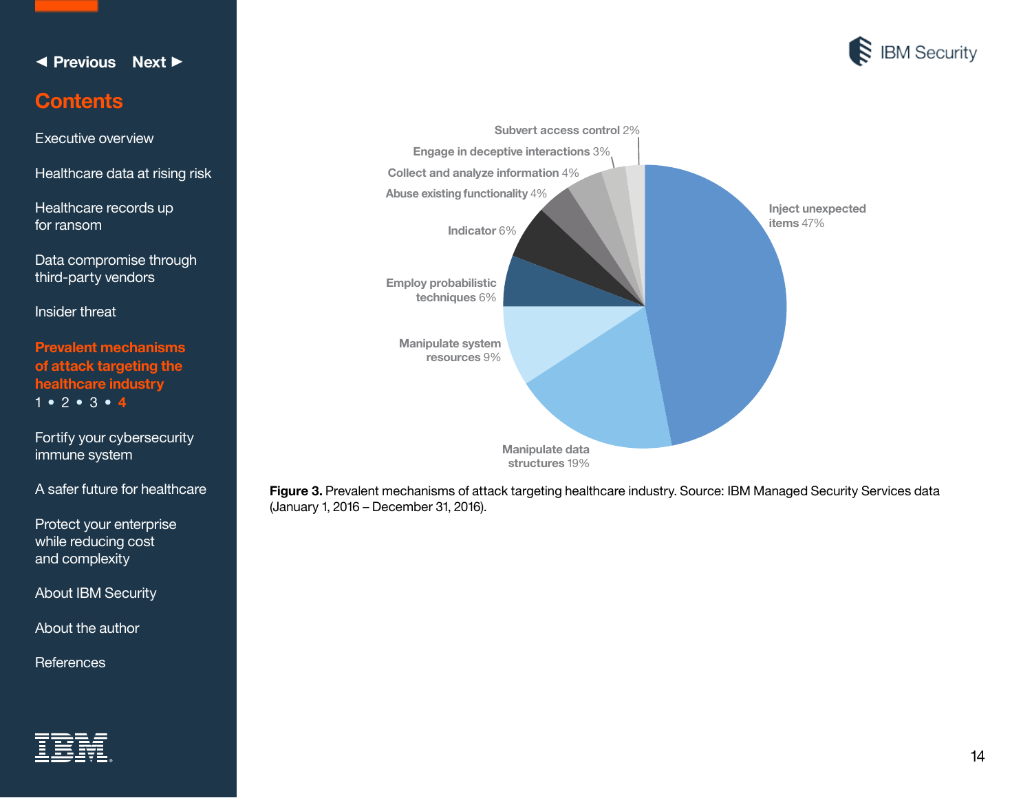| Mechanism | Percentage |
| --- | --- |
| Inject unexpected items | 47% |
| Manipulate data structures | 19% |
| Manipulate system resources | 9% |
| Employ probabilistic techniques | 6% |
| Indicator | 6% |
| Abuse existing functionality | 4% |
| Collect and analyze information | 4% |
| Engage in deceptive interactions | 3% |
| Subvert access control | 2% |

**Figure 3.** Prevalent mechanisms of attack targeting healthcare industry. Source: IBM Managed Security Services data (January 1, 2016 – December 31, 2016).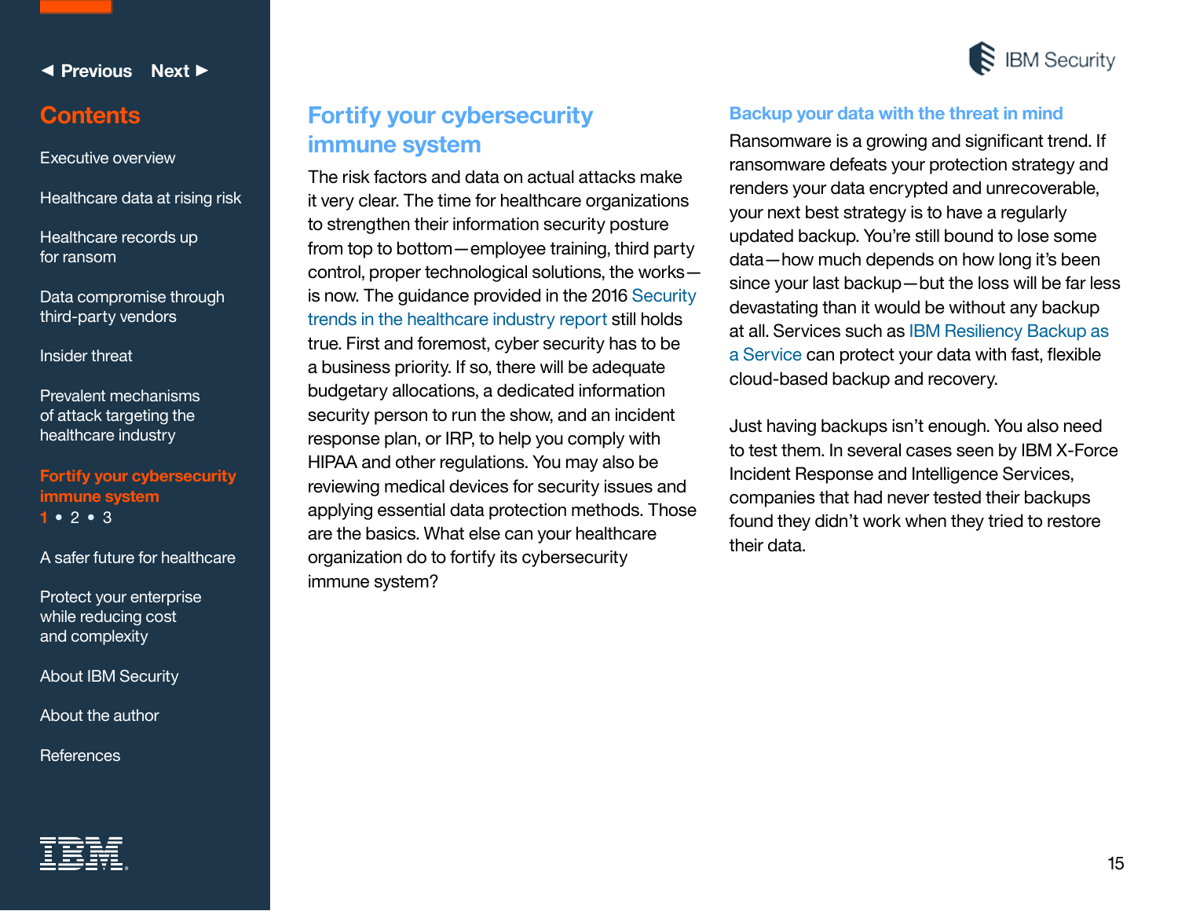## Fortify your cybersecurity immune system

The risk factors and data on actual attacks make it very clear. The time for healthcare organizations to strengthen their information security posture from top to bottom — employee training, third party control, proper technological solutions, the works — is now. The guidance provided in the 2016 Security trends in the healthcare industry report still holds true. First and foremost, cyber security has to be a business priority. If so, there will be adequate budgetary allocations, a dedicated information security person to run the show, and an incident response plan, or IRP, to help you comply with HIPAA and other regulations. You may also be reviewing medical devices for security issues and applying essential data protection methods. Those are the basics. What else can your healthcare organization do to fortify its cybersecurity immune system?

### Backup your data with the threat in mind

Ransomware is a growing and significant trend. If ransomware defeats your protection strategy and renders your data encrypted and unrecoverable, your next best strategy is to have a regularly updated backup. You're still bound to lose some data — how much depends on how long it's been since your last backup — but the loss will be far less devastating than it would be without any backup at all. Services such as IBM Resiliency Backup as a Service can protect your data with fast, flexible cloud-based backup and recovery.

Just having backups isn't enough. You also need to test them. In several cases seen by IBM X-Force Incident Response and Intelligence Services, companies that had never tested their backups found they didn't work when they tried to restore their data.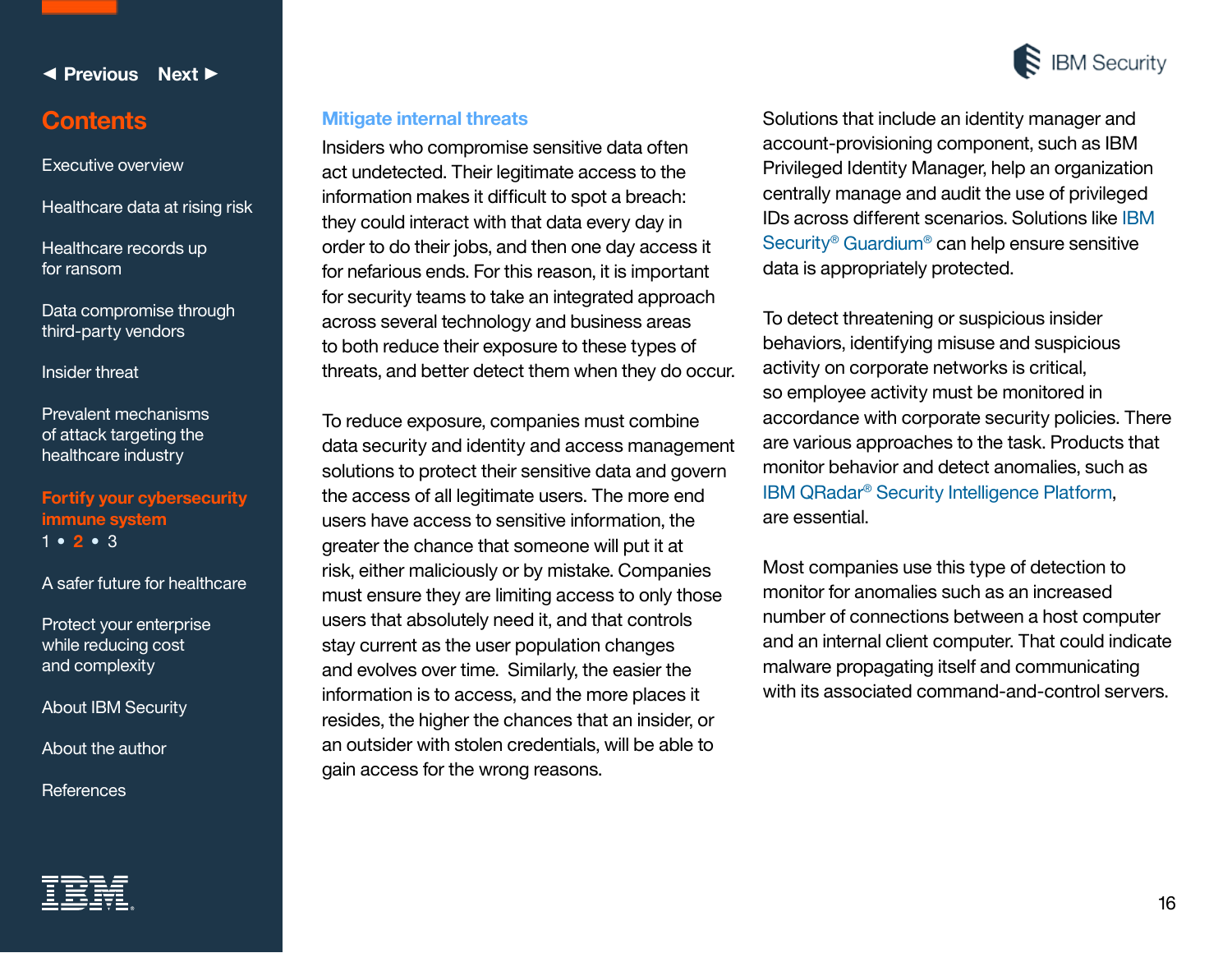## Mitigate internal threats

Insiders who compromise sensitive data often act undetected. Their legitimate access to the information makes it difficult to spot a breach: they could interact with that data every day in order to do their jobs, and then one day access it for nefarious ends. For this reason, it is important for security teams to take an integrated approach across several technology and business areas to both reduce their exposure to these types of threats, and better detect them when they do occur.

To reduce exposure, companies must combine data security and identity and access management solutions to protect their sensitive data and govern the access of all legitimate users. The more end users have access to sensitive information, the greater the chance that someone will put it at risk, either maliciously or by mistake. Companies must ensure they are limiting access to only those users that absolutely need it, and that controls stay current as the user population changes and evolves over time. Similarly, the easier the information is to access, and the more places it resides, the higher the chances that an insider, or an outsider with stolen credentials, will be able to gain access for the wrong reasons.

Solutions that include an identity manager and account-provisioning component, such as IBM Privileged Identity Manager, help an organization centrally manage and audit the use of privileged IDs across different scenarios. Solutions like IBM Security® Guardium® can help ensure sensitive data is appropriately protected.

To detect threatening or suspicious insider behaviors, identifying misuse and suspicious activity on corporate networks is critical, so employee activity must be monitored in accordance with corporate security policies. There are various approaches to the task. Products that monitor behavior and detect anomalies, such as IBM QRadar® Security Intelligence Platform, are essential.

Most companies use this type of detection to monitor for anomalies such as an increased number of connections between a host computer and an internal client computer. That could indicate malware propagating itself and communicating with its associated command-and-control servers.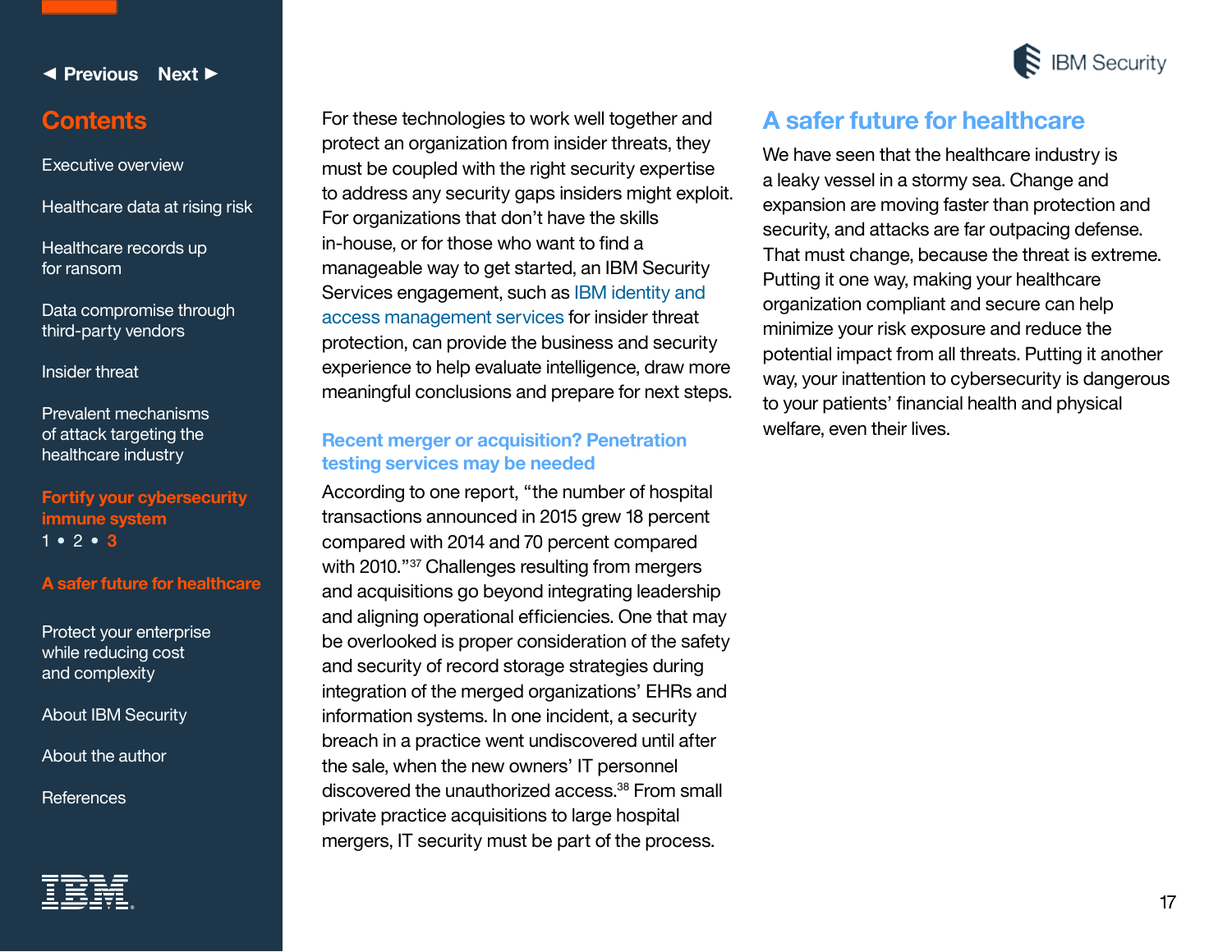For these technologies to work well together and protect an organization from insider threats, they must be coupled with the right security expertise to address any security gaps insiders might exploit. For organizations that don't have the skills in-house, or for those who want to find a manageable way to get started, an IBM Security Services engagement, such as IBM identity and access management services for insider threat protection, can provide the business and security experience to help evaluate intelligence, draw more meaningful conclusions and prepare for next steps.

### Recent merger or acquisition? Penetration testing services may be needed

According to one report, "the number of hospital transactions announced in 2015 grew 18 percent compared with 2014 and 70 percent compared with 2010."[37] Challenges resulting from mergers and acquisitions go beyond integrating leadership and aligning operational efficiencies. One that may be overlooked is proper consideration of the safety and security of record storage strategies during integration of the merged organizations' EHRs and information systems. In one incident, a security breach in a practice went undiscovered until after the sale, when the new owners' IT personnel discovered the unauthorized access.[38] From small private practice acquisitions to large hospital mergers, IT security must be part of the process.

## A safer future for healthcare

We have seen that the healthcare industry is a leaky vessel in a stormy sea. Change and expansion are moving faster than protection and security, and attacks are far outpacing defense. That must change, because the threat is extreme. Putting it one way, making your healthcare organization compliant and secure can help minimize your risk exposure and reduce the potential impact from all threats. Putting it another way, your inattention to cybersecurity is dangerous to your patients' financial health and physical welfare, even their lives.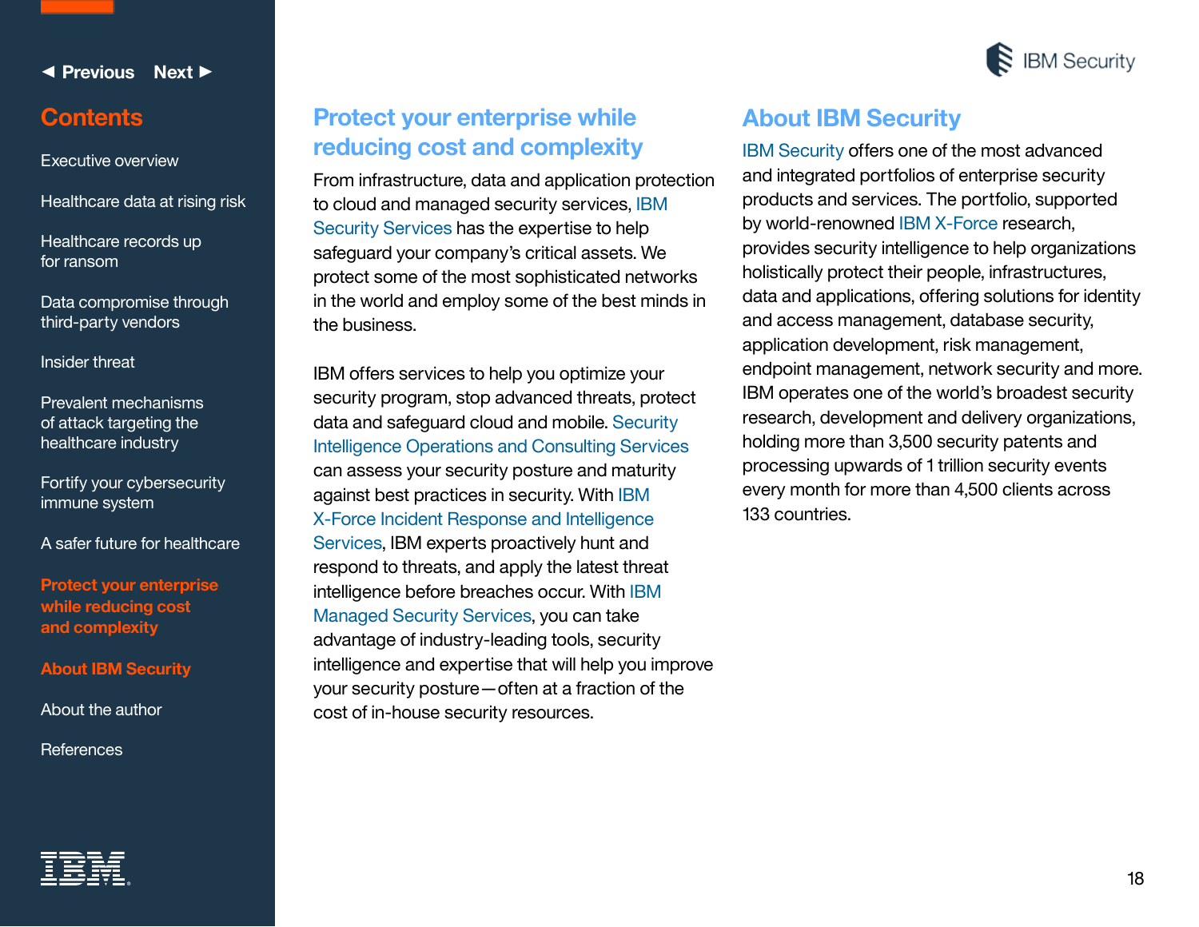## Protect your enterprise while reducing cost and complexity

From infrastructure, data and application protection to cloud and managed security services, IBM Security Services has the expertise to help safeguard your company's critical assets. We protect some of the most sophisticated networks in the world and employ some of the best minds in the business.

IBM offers services to help you optimize your security program, stop advanced threats, protect data and safeguard cloud and mobile. Security Intelligence Operations and Consulting Services can assess your security posture and maturity against best practices in security. With IBM X-Force Incident Response and Intelligence Services, IBM experts proactively hunt and respond to threats, and apply the latest threat intelligence before breaches occur. With IBM Managed Security Services, you can take advantage of industry-leading tools, security intelligence and expertise that will help you improve your security posture—often at a fraction of the cost of in-house security resources.

## About IBM Security

IBM Security offers one of the most advanced and integrated portfolios of enterprise security products and services. The portfolio, supported by world-renowned IBM X-Force research, provides security intelligence to help organizations holistically protect their people, infrastructures, data and applications, offering solutions for identity and access management, database security, application development, risk management, endpoint management, network security and more. IBM operates one of the world's broadest security research, development and delivery organizations, holding more than 3,500 security patents and processing upwards of 1 trillion security events every month for more than 4,500 clients across 133 countries.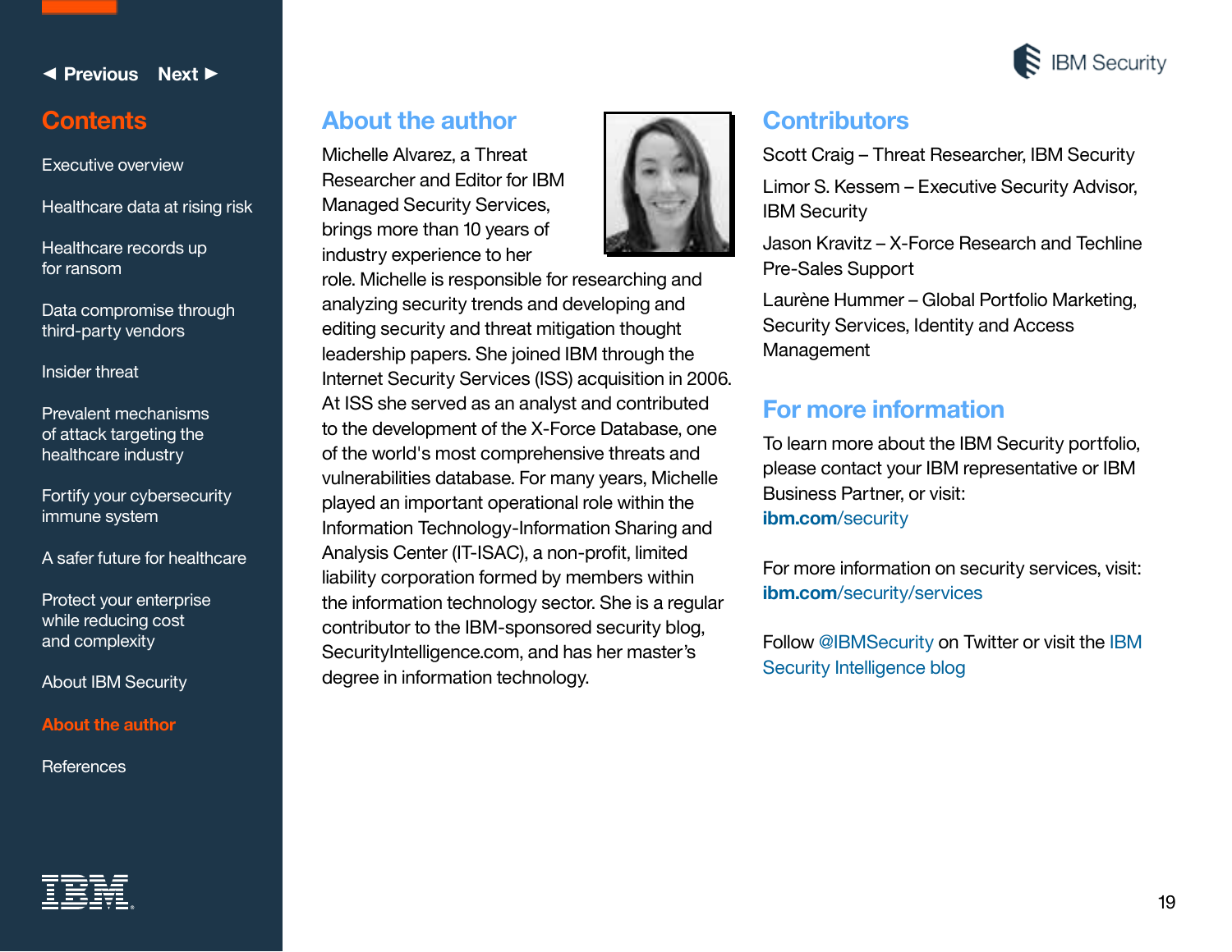## About the author

Michelle Alvarez, a Threat Researcher and Editor for IBM Managed Security Services, brings more than 10 years of industry experience to her role. Michelle is responsible for researching and analyzing security trends and developing and editing security and threat mitigation thought leadership papers. She joined IBM through the Internet Security Services (ISS) acquisition in 2006. At ISS she served as an analyst and contributed to the development of the X-Force Database, one of the world's most comprehensive threats and vulnerabilities database. For many years, Michelle played an important operational role within the Information Technology-Information Sharing and Analysis Center (IT-ISAC), a non-profit, limited liability corporation formed by members within the information technology sector. She is a regular contributor to the IBM-sponsored security blog, SecurityIntelligence.com, and has her master's degree in information technology.

## Contributors

Scott Craig – Threat Researcher, IBM Security

Limor S. Kessem – Executive Security Advisor, IBM Security

Jason Kravitz – X-Force Research and Techline Pre-Sales Support

Laurène Hummer – Global Portfolio Marketing, Security Services, Identity and Access Management

## For more information

To learn more about the IBM Security portfolio, please contact your IBM representative or IBM Business Partner, or visit: **ibm.com**/security

For more information on security services, visit: **ibm.com**/security/services

Follow @IBMSecurity on Twitter or visit the IBM Security Intelligence blog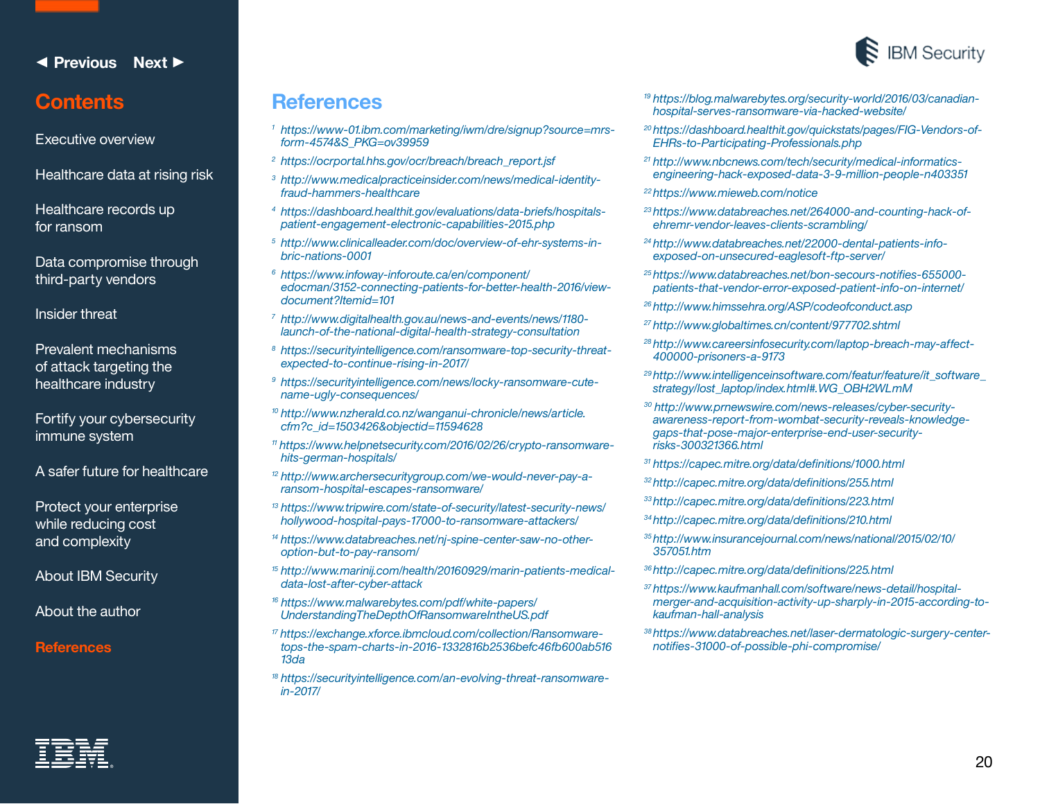## References

1. https://www-01.ibm.com/marketing/iwm/dre/signup?source=mrs-form-4574&S_PKG=ov39959
2. https://ocrportal.hhs.gov/ocr/breach/breach_report.jsf
3. http://www.medicalpracticeinsider.com/news/medical-identity-fraud-hammers-healthcare
4. https://dashboard.healthit.gov/evaluations/data-briefs/hospitals-patient-engagement-electronic-capabilities-2015.php
5. http://www.clinicalleader.com/doc/overview-of-ehr-systems-in-bric-nations-0001
6. https://www.infoway-inforoute.ca/en/component/edocman/3152-connecting-patients-for-better-health-2016/view-document?Itemid=101
7. http://www.digitalhealth.gov.au/news-and-events/news/1180-launch-of-the-national-digital-health-strategy-consultation
8. https://securityintelligence.com/ransomware-top-security-threat-expected-to-continue-rising-in-2017/
9. https://securityintelligence.com/news/locky-ransomware-cute-name-ugly-consequences/
10. http://www.nzherald.co.nz/wanganui-chronicle/news/article.cfm?c_id=1503426&objectid=11594628
11. https://www.helpnetsecurity.com/2016/02/26/crypto-ransomware-hits-german-hospitals/
12. http://www.archersecuritygroup.com/we-would-never-pay-a-ransom-hospital-escapes-ransomware/
13. https://www.tripwire.com/state-of-security/latest-security-news/hollywood-hospital-pays-17000-to-ransomware-attackers/
14. https://www.databreaches.net/nj-spine-center-saw-no-other-option-but-to-pay-ransom/
15. http://www.marinij.com/health/20160929/marin-patients-medical-data-lost-after-cyber-attack
16. https://www.malwarebytes.com/pdf/white-papers/UnderstandingTheDepthOfRansomwareIntheUS.pdf
17. https://exchange.xforce.ibmcloud.com/collection/Ransomware-tops-the-spam-charts-in-2016-1332816b2536befc46fb600ab51613da
18. https://securityintelligence.com/an-evolving-threat-ransomware-in-2017/
19. https://blog.malwarebytes.org/security-world/2016/03/canadian-hospital-serves-ransomware-via-hacked-website/
20. https://dashboard.healthit.gov/quickstats/pages/FIG-Vendors-of-EHRs-to-Participating-Professionals.php
21. http://www.nbcnews.com/tech/security/medical-informatics-engineering-hack-exposed-data-3-9-million-people-n403351
22. https://www.mieweb.com/notice
23. https://www.databreaches.net/264000-and-counting-hack-of-ehremr-vendor-leaves-clients-scrambling/
24. http://www.databreaches.net/22000-dental-patients-info-exposed-on-unsecured-eaglesoft-ftp-server/
25. https://www.databreaches.net/bon-secours-notifies-655000-patients-that-vendor-error-exposed-patient-info-on-internet/
26. http://www.himssehra.org/ASP/codeofconduct.asp
27. http://www.globaltimes.cn/content/977702.shtml
28. http://www.careersinfosecurity.com/laptop-breach-may-affect-400000-prisoners-a-9173
29. http://www.intelligenceinsoftware.com/featur/feature/it_software_strategy/lost_laptop/index.html#.WG_OBH2WLmM
30. http://www.prnewswire.com/news-releases/cyber-security-awareness-report-from-wombat-security-reveals-knowledge-gaps-that-pose-major-enterprise-end-user-security-risks-300321366.html
31. https://capec.mitre.org/data/definitions/1000.html
32. http://capec.mitre.org/data/definitions/255.html
33. http://capec.mitre.org/data/definitions/223.html
34. http://capec.mitre.org/data/definitions/210.html
35. http://www.insurancejournal.com/news/national/2015/02/10/357051.htm
36. http://capec.mitre.org/data/definitions/225.html
37. https://www.kaufmanhall.com/software/news-detail/hospital-merger-and-acquisition-activity-up-sharply-in-2015-according-to-kaufman-hall-analysis
38. https://www.databreaches.net/laser-dermatologic-surgery-center-notifies-31000-of-possible-phi-compromise/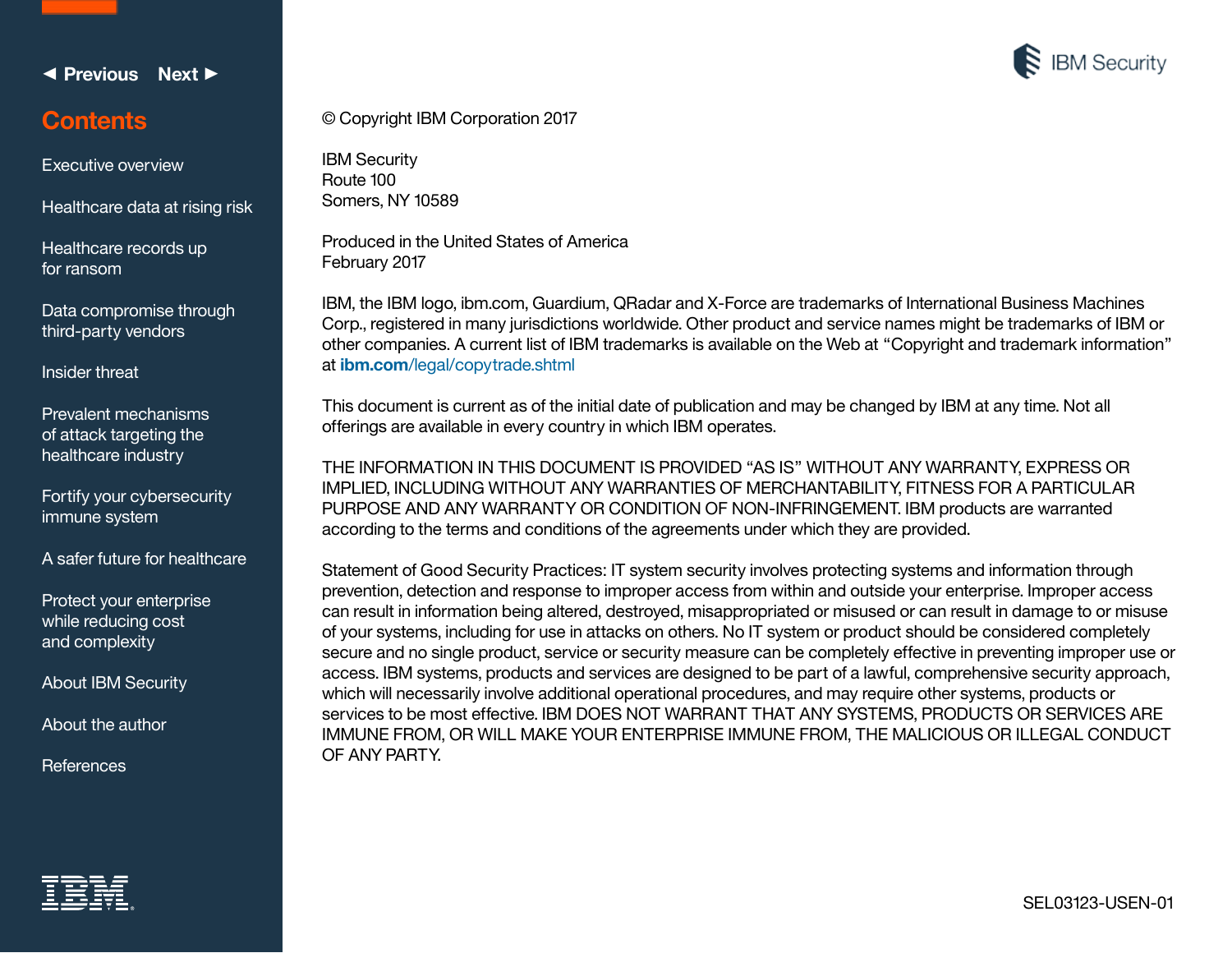© Copyright IBM Corporation 2017

IBM Security
Route 100
Somers, NY 10589

Produced in the United States of America
February 2017

IBM, the IBM logo, ibm.com, Guardium, QRadar and X-Force are trademarks of International Business Machines Corp., registered in many jurisdictions worldwide. Other product and service names might be trademarks of IBM or other companies. A current list of IBM trademarks is available on the Web at "Copyright and trademark information" at **ibm.com**/legal/copytrade.shtml

This document is current as of the initial date of publication and may be changed by IBM at any time. Not all offerings are available in every country in which IBM operates.

THE INFORMATION IN THIS DOCUMENT IS PROVIDED "AS IS" WITHOUT ANY WARRANTY, EXPRESS OR IMPLIED, INCLUDING WITHOUT ANY WARRANTIES OF MERCHANTABILITY, FITNESS FOR A PARTICULAR PURPOSE AND ANY WARRANTY OR CONDITION OF NON-INFRINGEMENT. IBM products are warranted according to the terms and conditions of the agreements under which they are provided.

Statement of Good Security Practices: IT system security involves protecting systems and information through prevention, detection and response to improper access from within and outside your enterprise. Improper access can result in information being altered, destroyed, misappropriated or misused or can result in damage to or misuse of your systems, including for use in attacks on others. No IT system or product should be considered completely secure and no single product, service or security measure can be completely effective in preventing improper use or access. IBM systems, products and services are designed to be part of a lawful, comprehensive security approach, which will necessarily involve additional operational procedures, and may require other systems, products or services to be most effective. IBM DOES NOT WARRANT THAT ANY SYSTEMS, PRODUCTS OR SERVICES ARE IMMUNE FROM, OR WILL MAKE YOUR ENTERPRISE IMMUNE FROM, THE MALICIOUS OR ILLEGAL CONDUCT OF ANY PARTY.

SEL03123-USEN-01